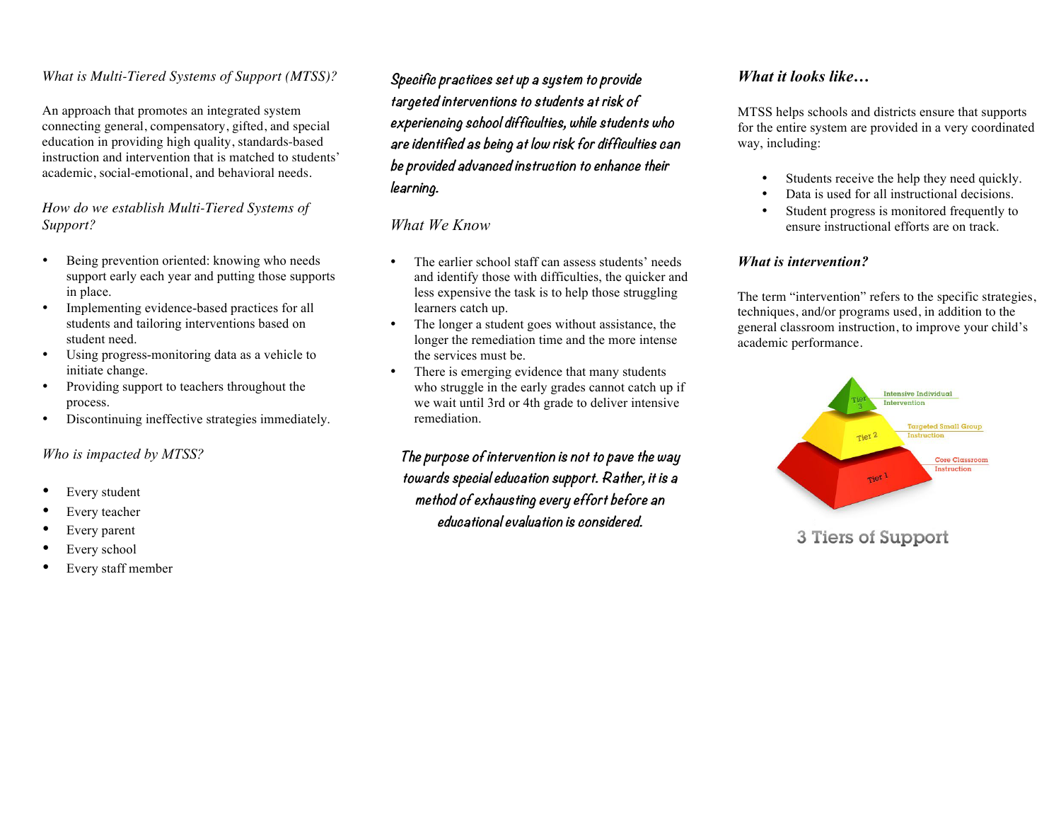*What is Multi-Tiered Systems of Support (MTSS)?*

An approach that promotes an integrated system connecting general, compensatory, gifted, and special education in providing high quality, standards-based instruction and intervention that is matched to students' academic, social-emotional, and behavioral needs.

*How do we establish Multi-Tiered Systems of Support?*

- Being prevention oriented: knowing who needs support early each year and putting those supports in place.
- Implementing evidence-based practices for all students and tailoring interventions based on student need.
- Using progress-monitoring data as a vehicle to initiate change.
- Providing support to teachers throughout the process.
- Discontinuing ineffective strategies immediately.

*Who is impacted by MTSS?*

- Every student
- Every teacher
- Every parent
- Every school
- Every staff member

***Specific practices set up a system to provide targeted interventions to students at risk of experiencing school difficulties, while students who are identified as being at low risk for difficulties can be provided advanced instruction to enhance their learning.***

*What We Know*

- The earlier school staff can assess students' needs and identify those with difficulties, the quicker and less expensive the task is to help those struggling learners catch up.
- The longer a student goes without assistance, the longer the remediation time and the more intense the services must be.
- There is emerging evidence that many students who struggle in the early grades cannot catch up if we wait until 3rd or 4th grade to deliver intensive remediation.

***The purpose of intervention is not to pave the way towards special education support. Rather, it is a method of exhausting every effort before an educational evaluation is considered.***

***What it looks like…***

MTSS helps schools and districts ensure that supports for the entire system are provided in a very coordinated way, including:

- Students receive the help they need quickly.
- Data is used for all instructional decisions.
- Student progress is monitored frequently to ensure instructional efforts are on track.

***What is intervention?***

The term "intervention" refers to the specific strategies, techniques, and/or programs used, in addition to the general classroom instruction, to improve your child's academic performance.

Tier 3 – Intensive Individual Intervention
Tier 2 – Targeted Small Group Instruction
Tier 1 – Core Classroom Instruction

3 Tiers of Support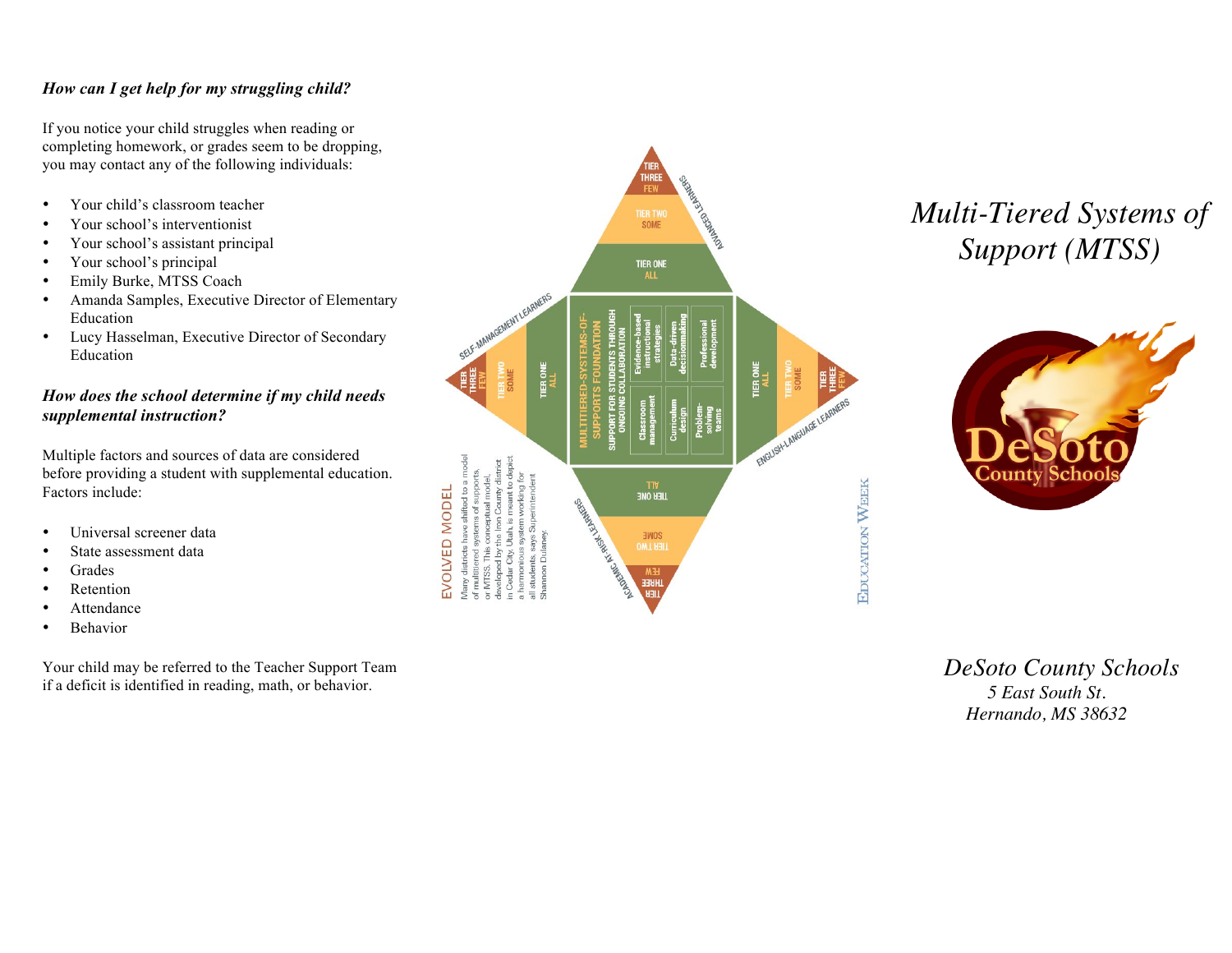***How can I get help for my struggling child?***

If you notice your child struggles when reading or completing homework, or grades seem to be dropping, you may contact any of the following individuals:

- Your child's classroom teacher
- Your school's interventionist
- Your school's assistant principal
- Your school's principal
- Emily Burke, MTSS Coach
- Amanda Samples, Executive Director of Elementary Education
- Lucy Hasselman, Executive Director of Secondary Education

***How does the school determine if my child needs supplemental instruction?***

Multiple factors and sources of data are considered before providing a student with supplemental education. Factors include:

- Universal screener data
- State assessment data
- Grades
- Retention
- Attendance
- Behavior

Your child may be referred to the Teacher Support Team if a deficit is identified in reading, math, or behavior.

TIER THREE FEW
TIER TWO SOME
TIER ONE ALL
ADVANCED LEARNERS
SELF-MANAGEMENT LEARNERS
ENGLISH-LANGUAGE LEARNERS
ACADEMIC AT-RISK LEARNERS
MULTITIERED-SYSTEMS-OF-SUPPORTS FOUNDATION
SUPPORT FOR STUDENTS THROUGH ONGOING COLLABORATION
Evidence-based instructional strategies
Data-driven decisionmaking
Professional development
Classroom management
Curriculum design
Problem-solving teams

EVOLVED MODEL

Many districts have shifted to a model of multitiered systems of supports, or MTSS. This conceptual model, developed by the Iron County district in Cedar City, Utah, is meant to depict a harmonious system working for all students, says Superintendent Shannon Dulaney.

EDUCATION WEEK

# *Multi-Tiered Systems of Support (MTSS)*

DeSoto County Schools

*DeSoto County Schools*
*5 East South St.*
*Hernando, MS 38632*